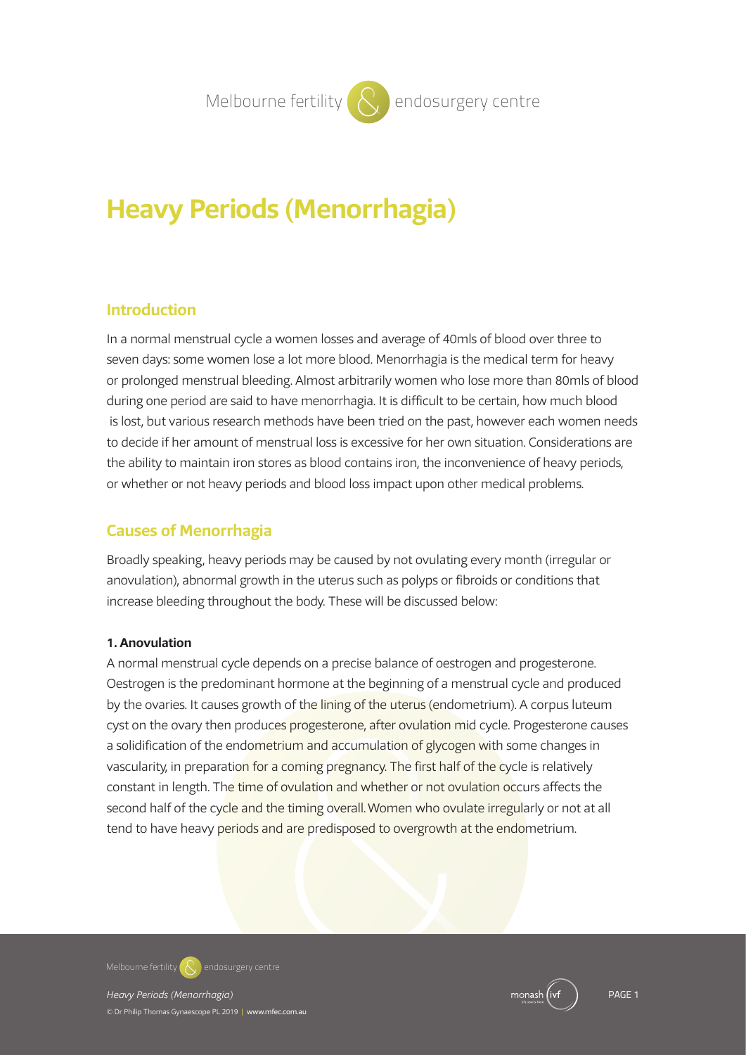# Heavy Periods (Menorrhagia)

## Introduction

In a normal menstrual cycle a women losses and average of 40mls of blood over three to seven days: some women lose a lot more blood. Menorrhagia is the medical term for heavy or prolonged menstrual bleeding. Almost arbitrarily women who lose more than 80mls of blood during one period are said to have menorrhagia. It is difficult to be certain, how much blood is lost, but various research methods have been tried on the past, however each women needs to decide if her amount of menstrual loss is excessive for her own situation. Considerations are the ability to maintain iron stores as blood contains iron, the inconvenience of heavy periods, or whether or not heavy periods and blood loss impact upon other medical problems.

## Causes of Menorrhagia

Broadly speaking, heavy periods may be caused by not ovulating every month (irregular or anovulation), abnormal growth in the uterus such as polyps or fibroids or conditions that increase bleeding throughout the body. These will be discussed below:

**1. Anovulation**

A normal menstrual cycle depends on a precise balance of oestrogen and progesterone. Oestrogen is the predominant hormone at the beginning of a menstrual cycle and produced by the ovaries. It causes growth of the lining of the uterus (endometrium). A corpus luteum cyst on the ovary then produces progesterone, after ovulation mid cycle. Progesterone causes a solidification of the endometrium and accumulation of glycogen with some changes in vascularity, in preparation for a coming pregnancy. The first half of the cycle is relatively constant in length. The time of ovulation and whether or not ovulation occurs affects the second half of the cycle and the timing overall. Women who ovulate irregularly or not at all tend to have heavy periods and are predisposed to overgrowth at the endometrium.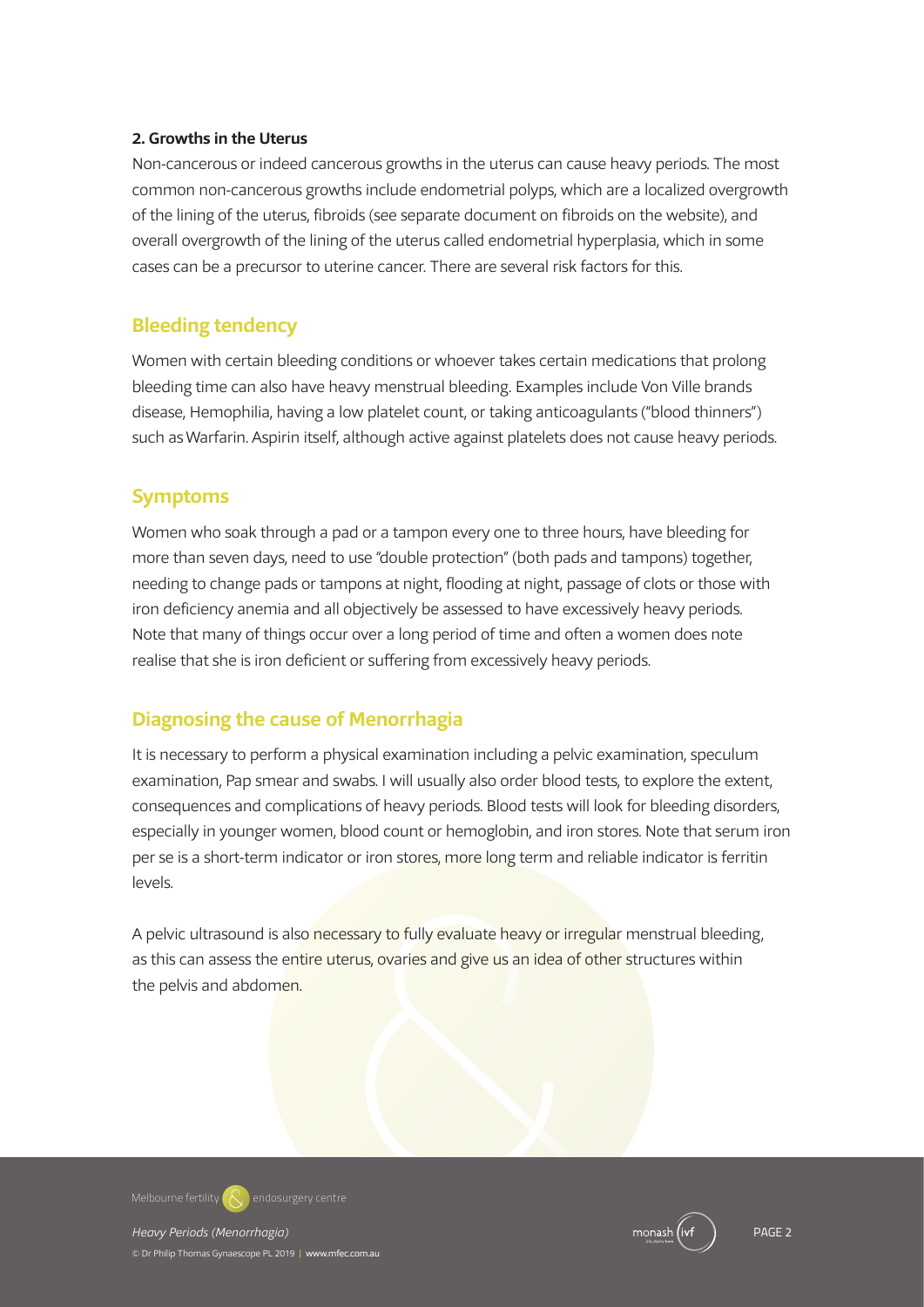**2. Growths in the Uterus**

Non-cancerous or indeed cancerous growths in the uterus can cause heavy periods. The most common non-cancerous growths include endometrial polyps, which are a localized overgrowth of the lining of the uterus, fibroids (see separate document on fibroids on the website), and overall overgrowth of the lining of the uterus called endometrial hyperplasia, which in some cases can be a precursor to uterine cancer. There are several risk factors for this.

## Bleeding tendency

Women with certain bleeding conditions or whoever takes certain medications that prolong bleeding time can also have heavy menstrual bleeding. Examples include Von Ville brands disease, Hemophilia, having a low platelet count, or taking anticoagulants ("blood thinners") such as Warfarin. Aspirin itself, although active against platelets does not cause heavy periods.

## Symptoms

Women who soak through a pad or a tampon every one to three hours, have bleeding for more than seven days, need to use "double protection" (both pads and tampons) together, needing to change pads or tampons at night, flooding at night, passage of clots or those with iron deficiency anemia and all objectively be assessed to have excessively heavy periods. Note that many of things occur over a long period of time and often a women does note realise that she is iron deficient or suffering from excessively heavy periods.

## Diagnosing the cause of Menorrhagia

It is necessary to perform a physical examination including a pelvic examination, speculum examination, Pap smear and swabs. I will usually also order blood tests, to explore the extent, consequences and complications of heavy periods. Blood tests will look for bleeding disorders, especially in younger women, blood count or hemoglobin, and iron stores. Note that serum iron per se is a short-term indicator or iron stores, more long term and reliable indicator is ferritin levels.

A pelvic ultrasound is also necessary to fully evaluate heavy or irregular menstrual bleeding, as this can assess the entire uterus, ovaries and give us an idea of other structures within the pelvis and abdomen.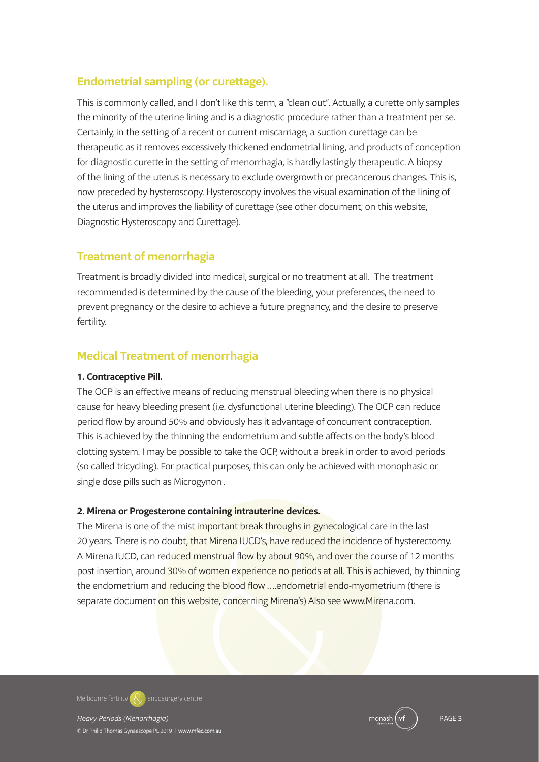## Endometrial sampling (or curettage).

This is commonly called, and I don't like this term, a "clean out". Actually, a curette only samples the minority of the uterine lining and is a diagnostic procedure rather than a treatment per se. Certainly, in the setting of a recent or current miscarriage, a suction curettage can be therapeutic as it removes excessively thickened endometrial lining, and products of conception for diagnostic curette in the setting of menorrhagia, is hardly lastingly therapeutic. A biopsy of the lining of the uterus is necessary to exclude overgrowth or precancerous changes. This is, now preceded by hysteroscopy. Hysteroscopy involves the visual examination of the lining of the uterus and improves the liability of curettage (see other document, on this website, Diagnostic Hysteroscopy and Curettage).

## Treatment of menorrhagia

Treatment is broadly divided into medical, surgical or no treatment at all. The treatment recommended is determined by the cause of the bleeding, your preferences, the need to prevent pregnancy or the desire to achieve a future pregnancy, and the desire to preserve fertility.

## Medical Treatment of menorrhagia

**1. Contraceptive Pill.**

The OCP is an effective means of reducing menstrual bleeding when there is no physical cause for heavy bleeding present (i.e. dysfunctional uterine bleeding). The OCP can reduce period flow by around 50% and obviously has it advantage of concurrent contraception. This is achieved by the thinning the endometrium and subtle affects on the body's blood clotting system. I may be possible to take the OCP, without a break in order to avoid periods (so called tricycling). For practical purposes, this can only be achieved with monophasic or single dose pills such as Microgynon .

**2. Mirena or Progesterone containing intrauterine devices.**

The Mirena is one of the mist important break throughs in gynecological care in the last 20 years. There is no doubt, that Mirena IUCD's, have reduced the incidence of hysterectomy. A Mirena IUCD, can reduced menstrual flow by about 90%, and over the course of 12 months post insertion, around 30% of women experience no periods at all. This is achieved, by thinning the endometrium and reducing the blood flow ….endometrial endo-myometrium (there is separate document on this website, concerning Mirena's) Also see www.Mirena.com.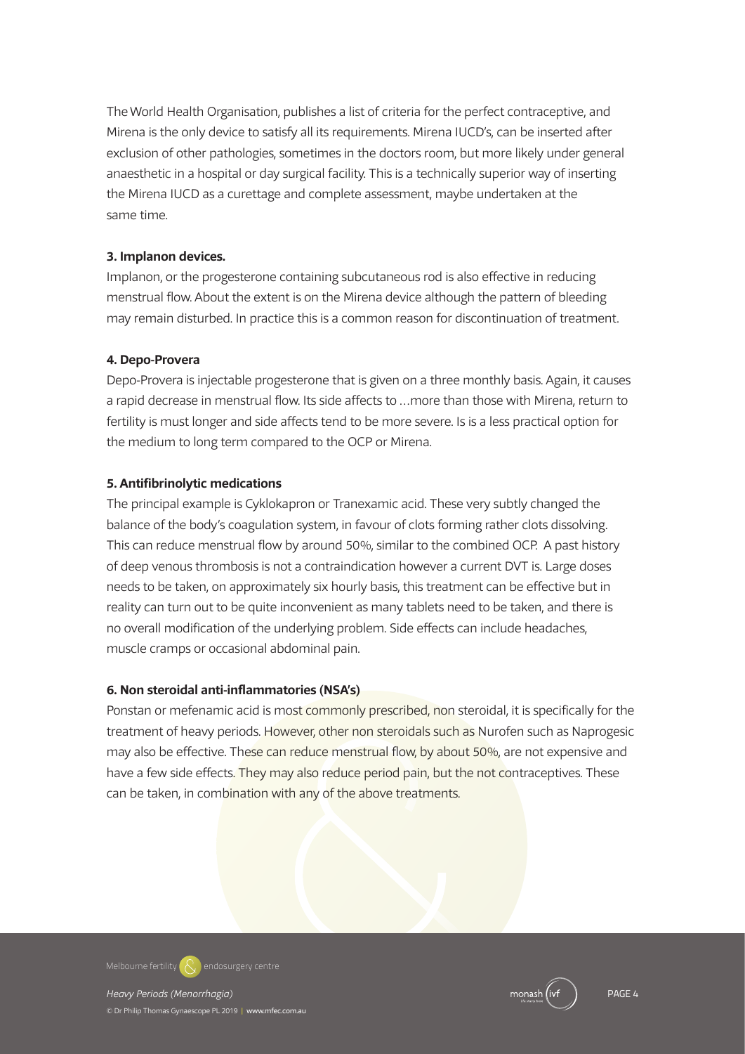The World Health Organisation, publishes a list of criteria for the perfect contraceptive, and Mirena is the only device to satisfy all its requirements. Mirena IUCD's, can be inserted after exclusion of other pathologies, sometimes in the doctors room, but more likely under general anaesthetic in a hospital or day surgical facility. This is a technically superior way of inserting the Mirena IUCD as a curettage and complete assessment, maybe undertaken at the same time.

**3. Implanon devices.**

Implanon, or the progesterone containing subcutaneous rod is also effective in reducing menstrual flow. About the extent is on the Mirena device although the pattern of bleeding may remain disturbed. In practice this is a common reason for discontinuation of treatment.

**4. Depo-Provera**

Depo-Provera is injectable progesterone that is given on a three monthly basis. Again, it causes a rapid decrease in menstrual flow. Its side affects to …more than those with Mirena, return to fertility is must longer and side affects tend to be more severe. Is is a less practical option for the medium to long term compared to the OCP or Mirena.

**5. Antifibrinolytic medications**

The principal example is Cyklokapron or Tranexamic acid. These very subtly changed the balance of the body's coagulation system, in favour of clots forming rather clots dissolving. This can reduce menstrual flow by around 50%, similar to the combined OCP. A past history of deep venous thrombosis is not a contraindication however a current DVT is. Large doses needs to be taken, on approximately six hourly basis, this treatment can be effective but in reality can turn out to be quite inconvenient as many tablets need to be taken, and there is no overall modification of the underlying problem. Side effects can include headaches, muscle cramps or occasional abdominal pain.

**6. Non steroidal anti-inflammatories (NSA's)**

Ponstan or mefenamic acid is most commonly prescribed, non steroidal, it is specifically for the treatment of heavy periods. However, other non steroidals such as Nurofen such as Naprogesic may also be effective. These can reduce menstrual flow, by about 50%, are not expensive and have a few side effects. They may also reduce period pain, but the not contraceptives. These can be taken, in combination with any of the above treatments.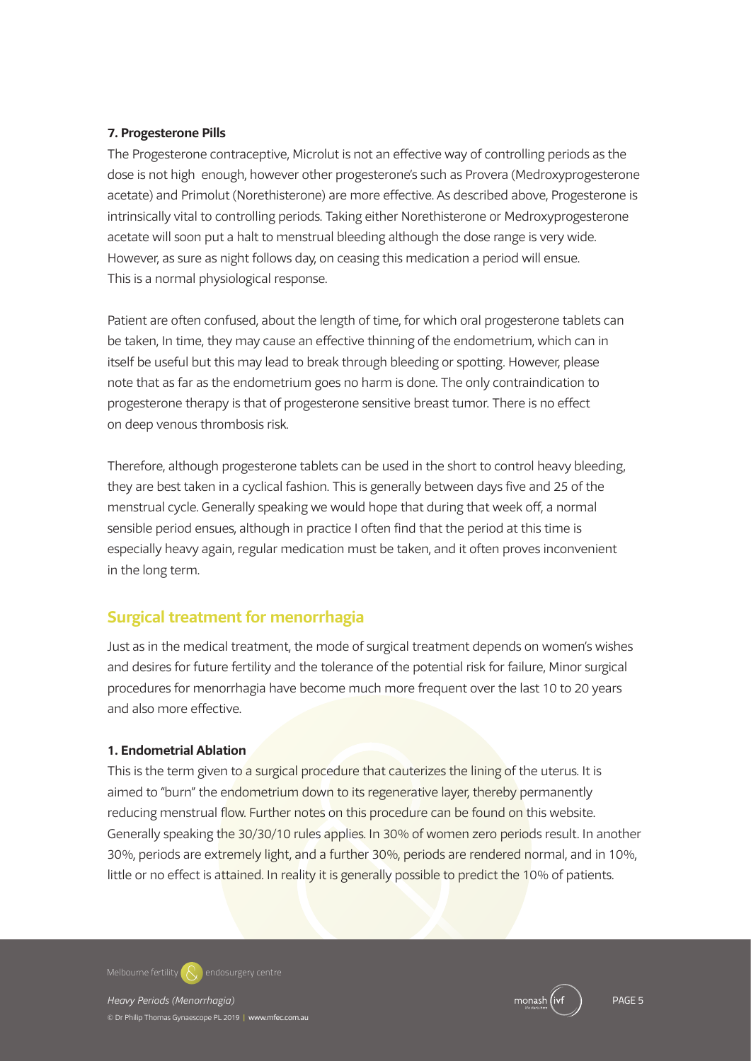**7. Progesterone Pills**

The Progesterone contraceptive, Microlut is not an effective way of controlling periods as the dose is not high enough, however other progesterone's such as Provera (Medroxyprogesterone acetate) and Primolut (Norethisterone) are more effective. As described above, Progesterone is intrinsically vital to controlling periods. Taking either Norethisterone or Medroxyprogesterone acetate will soon put a halt to menstrual bleeding although the dose range is very wide. However, as sure as night follows day, on ceasing this medication a period will ensue. This is a normal physiological response.

Patient are often confused, about the length of time, for which oral progesterone tablets can be taken, In time, they may cause an effective thinning of the endometrium, which can in itself be useful but this may lead to break through bleeding or spotting. However, please note that as far as the endometrium goes no harm is done. The only contraindication to progesterone therapy is that of progesterone sensitive breast tumor. There is no effect on deep venous thrombosis risk.

Therefore, although progesterone tablets can be used in the short to control heavy bleeding, they are best taken in a cyclical fashion. This is generally between days five and 25 of the menstrual cycle. Generally speaking we would hope that during that week off, a normal sensible period ensues, although in practice I often find that the period at this time is especially heavy again, regular medication must be taken, and it often proves inconvenient in the long term.

## Surgical treatment for menorrhagia

Just as in the medical treatment, the mode of surgical treatment depends on women's wishes and desires for future fertility and the tolerance of the potential risk for failure, Minor surgical procedures for menorrhagia have become much more frequent over the last 10 to 20 years and also more effective.

**1. Endometrial Ablation**

This is the term given to a surgical procedure that cauterizes the lining of the uterus. It is aimed to "burn" the endometrium down to its regenerative layer, thereby permanently reducing menstrual flow. Further notes on this procedure can be found on this website. Generally speaking the 30/30/10 rules applies. In 30% of women zero periods result. In another 30%, periods are extremely light, and a further 30%, periods are rendered normal, and in 10%, little or no effect is attained. In reality it is generally possible to predict the 10% of patients.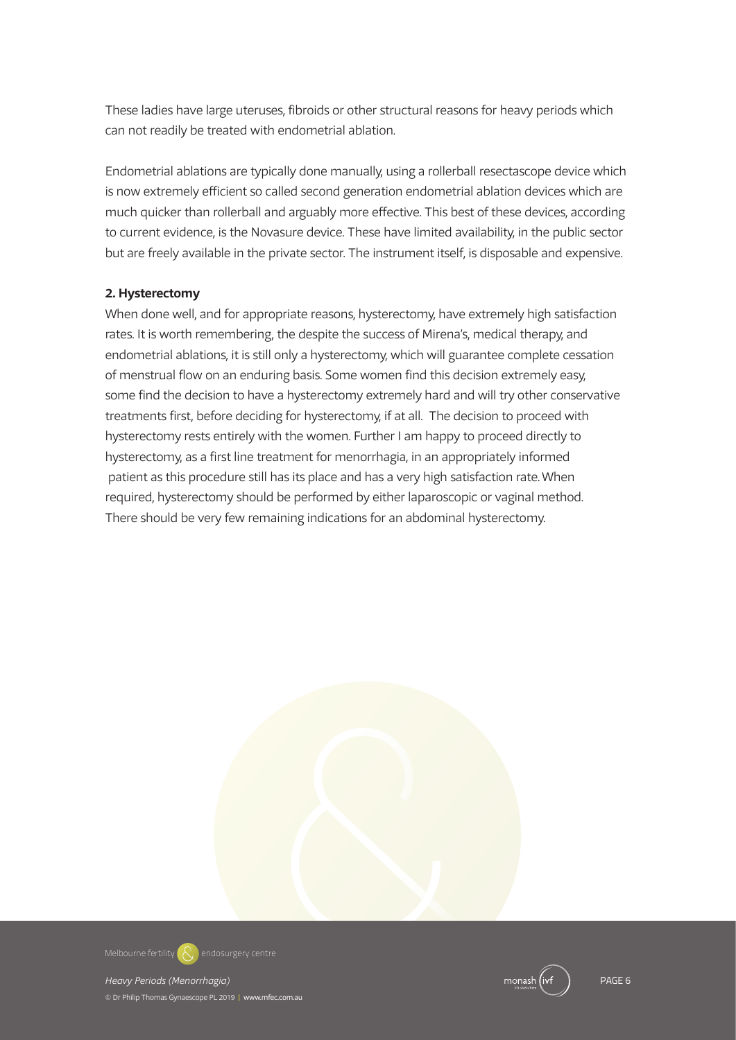These ladies have large uteruses, fibroids or other structural reasons for heavy periods which can not readily be treated with endometrial ablation.

Endometrial ablations are typically done manually, using a rollerball resectascope device which is now extremely efficient so called second generation endometrial ablation devices which are much quicker than rollerball and arguably more effective. This best of these devices, according to current evidence, is the Novasure device. These have limited availability, in the public sector but are freely available in the private sector. The instrument itself, is disposable and expensive.

**2. Hysterectomy**

When done well, and for appropriate reasons, hysterectomy, have extremely high satisfaction rates. It is worth remembering, the despite the success of Mirena's, medical therapy, and endometrial ablations, it is still only a hysterectomy, which will guarantee complete cessation of menstrual flow on an enduring basis. Some women find this decision extremely easy, some find the decision to have a hysterectomy extremely hard and will try other conservative treatments first, before deciding for hysterectomy, if at all. The decision to proceed with hysterectomy rests entirely with the women. Further I am happy to proceed directly to hysterectomy, as a first line treatment for menorrhagia, in an appropriately informed patient as this procedure still has its place and has a very high satisfaction rate. When required, hysterectomy should be performed by either laparoscopic or vaginal method. There should be very few remaining indications for an abdominal hysterectomy.